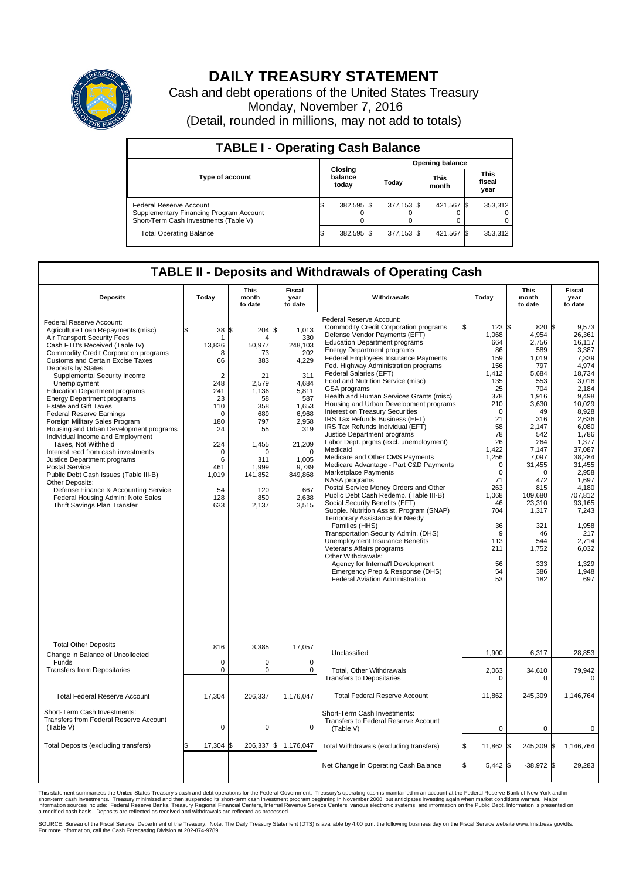# DAILY TREASURY STATEMENT

Cash and debt operations of the United States Treasury

Monday, November 7, 2016

(Detail, rounded in millions, may not add to totals)

## TABLE I - Operating Cash Balance

| Type of account | Closing balance today | Opening balance Today | Opening balance This month | Opening balance This fiscal year |
|---|---|---|---|---|
| Federal Reserve Account | $ 382,595 | $ 377,153 | $ 421,567 | $ 353,312 |
| Supplementary Financing Program Account | 0 | 0 | 0 | 0 |
| Short-Term Cash Investments (Table V) | 0 | 0 | 0 | 0 |
| Total Operating Balance | $ 382,595 | $ 377,153 | $ 421,567 | $ 353,312 |

## TABLE II - Deposits and Withdrawals of Operating Cash

| Deposits | Today | This month to date | Fiscal year to date | Withdrawals | Today | This month to date | Fiscal year to date |
|---|---|---|---|---|---|---|---|
| Federal Reserve Account: | | | | Federal Reserve Account: | | | |
| Agriculture Loan Repayments (misc) | $ 38 | $ 204 | $ 1,013 | Commodity Credit Corporation programs | $ 123 | $ 820 | $ 9,573 |
| Air Transport Security Fees | 1 | 4 | 330 | Defense Vendor Payments (EFT) | 1,068 | 4,954 | 26,361 |
| Cash FTD's Received (Table IV) | 13,836 | 50,977 | 248,103 | Education Department programs | 664 | 2,756 | 16,117 |
| Commodity Credit Corporation programs | 8 | 73 | 202 | Energy Department programs | 86 | 589 | 3,387 |
| Customs and Certain Excise Taxes | 66 | 383 | 4,229 | Federal Employees Insurance Payments | 159 | 1,019 | 7,339 |
| Deposits by States: | | | | Fed. Highway Administration programs | 156 | 797 | 4,974 |
| Supplemental Security Income | 2 | 21 | 311 | Federal Salaries (EFT) | 1,412 | 5,684 | 18,734 |
| Unemployment | 248 | 2,579 | 4,684 | Food and Nutrition Service (misc) | 135 | 553 | 3,016 |
| Education Department programs | 241 | 1,136 | 5,811 | GSA programs | 25 | 704 | 2,184 |
| Energy Department programs | 23 | 58 | 587 | Health and Human Services Grants (misc) | 378 | 1,916 | 9,498 |
| Estate and Gift Taxes | 110 | 358 | 1,653 | Housing and Urban Development programs | 210 | 3,630 | 10,029 |
| Federal Reserve Earnings | 0 | 689 | 6,968 | Interest on Treasury Securities | 0 | 49 | 8,928 |
| Foreign Military Sales Program | 180 | 797 | 2,958 | IRS Tax Refunds Business (EFT) | 21 | 316 | 2,636 |
| Housing and Urban Development programs | 24 | 55 | 319 | IRS Tax Refunds Individual (EFT) | 58 | 2,147 | 6,080 |
| Individual Income and Employment Taxes, Not Withheld | 224 | 1,455 | 21,209 | Justice Department programs | 78 | 542 | 1,786 |
| Interest recd from cash investments | 0 | 0 | 0 | Labor Dept. prgms (excl. unemployment) | 26 | 264 | 1,377 |
| Justice Department programs | 6 | 311 | 1,005 | Medicaid | 1,422 | 7,147 | 37,087 |
| Postal Service | 461 | 1,999 | 9,739 | Medicare and Other CMS Payments | 1,256 | 7,097 | 38,284 |
| Public Debt Cash Issues (Table III-B) | 1,019 | 141,852 | 849,868 | Medicare Advantage - Part C&D Payments | 0 | 31,455 | 31,455 |
| Other Deposits: | | | | Marketplace Payments | 0 | 0 | 2,958 |
| Defense Finance & Accounting Service | 54 | 120 | 667 | NASA programs | 71 | 472 | 1,697 |
| Federal Housing Admin: Note Sales | 128 | 850 | 2,638 | Postal Service Money Orders and Other | 263 | 815 | 4,180 |
| Thrift Savings Plan Transfer | 633 | 2,137 | 3,515 | Public Debt Cash Redemp. (Table III-B) | 1,068 | 109,680 | 707,812 |
| | | | | Social Security Benefits (EFT) | 46 | 23,310 | 93,165 |
| | | | | Supple. Nutrition Assist. Program (SNAP) | 704 | 1,317 | 7,243 |
| | | | | Temporary Assistance for Needy Families (HHS) | 36 | 321 | 1,958 |
| | | | | Transportation Security Admin. (DHS) | 9 | 46 | 217 |
| | | | | Unemployment Insurance Benefits | 113 | 544 | 2,714 |
| | | | | Veterans Affairs programs | 211 | 1,752 | 6,032 |
| | | | | Other Withdrawals: | | | |
| | | | | Agency for Internat'l Development | 56 | 333 | 1,329 |
| | | | | Emergency Prep & Response (DHS) | 54 | 386 | 1,948 |
| | | | | Federal Aviation Administration | 53 | 182 | 697 |
| Total Other Deposits | 816 | 3,385 | 17,057 | Unclassified | 1,900 | 6,317 | 28,853 |
| Change in Balance of Uncollected Funds | 0 | 0 | 0 | | | | |
| Transfers from Depositaries | 0 | 0 | 0 | Total, Other Withdrawals | 2,063 | 34,610 | 79,942 |
| | | | | Transfers to Depositaries | 0 | 0 | 0 |
| Total Federal Reserve Account | 17,304 | 206,337 | 1,176,047 | Total Federal Reserve Account | 11,862 | 245,309 | 1,146,764 |
| Short-Term Cash Investments: Transfers from Federal Reserve Account (Table V) | 0 | 0 | 0 | Short-Term Cash Investments: Transfers to Federal Reserve Account (Table V) | 0 | 0 | 0 |
| Total Deposits (excluding transfers) | $ 17,304 | $ 206,337 | $ 1,176,047 | Total Withdrawals (excluding transfers) | $ 11,862 | $ 245,309 | $ 1,146,764 |
| | | | | Net Change in Operating Cash Balance | $ 5,442 | $ -38,972 | $ 29,283 |

This statement summarizes the United States Treasury's cash and debt operations for the Federal Government. Treasury's operating cash is maintained in an account at the Federal Reserve Bank of New York and in short-term cash investments. Treasury minimized and then suspended its short-term cash investment program beginning in November 2008, but anticipates investing again when market conditions warrant. Major information sources include: Federal Reserve Banks, Treasury Regional Financial Centers, Internal Revenue Service Centers, various electronic systems, and information on the Public Debt. Information is presented on a modified cash basis. Deposits are reflected as received and withdrawals are reflected as processed.

SOURCE: Bureau of the Fiscal Service, Department of the Treasury. Note: The Daily Treasury Statement (DTS) is available by 4:00 p.m. the following business day on the Fiscal Service website www.fms.treas.gov/dts. For more information, call the Cash Forecasting Division at 202-874-9789.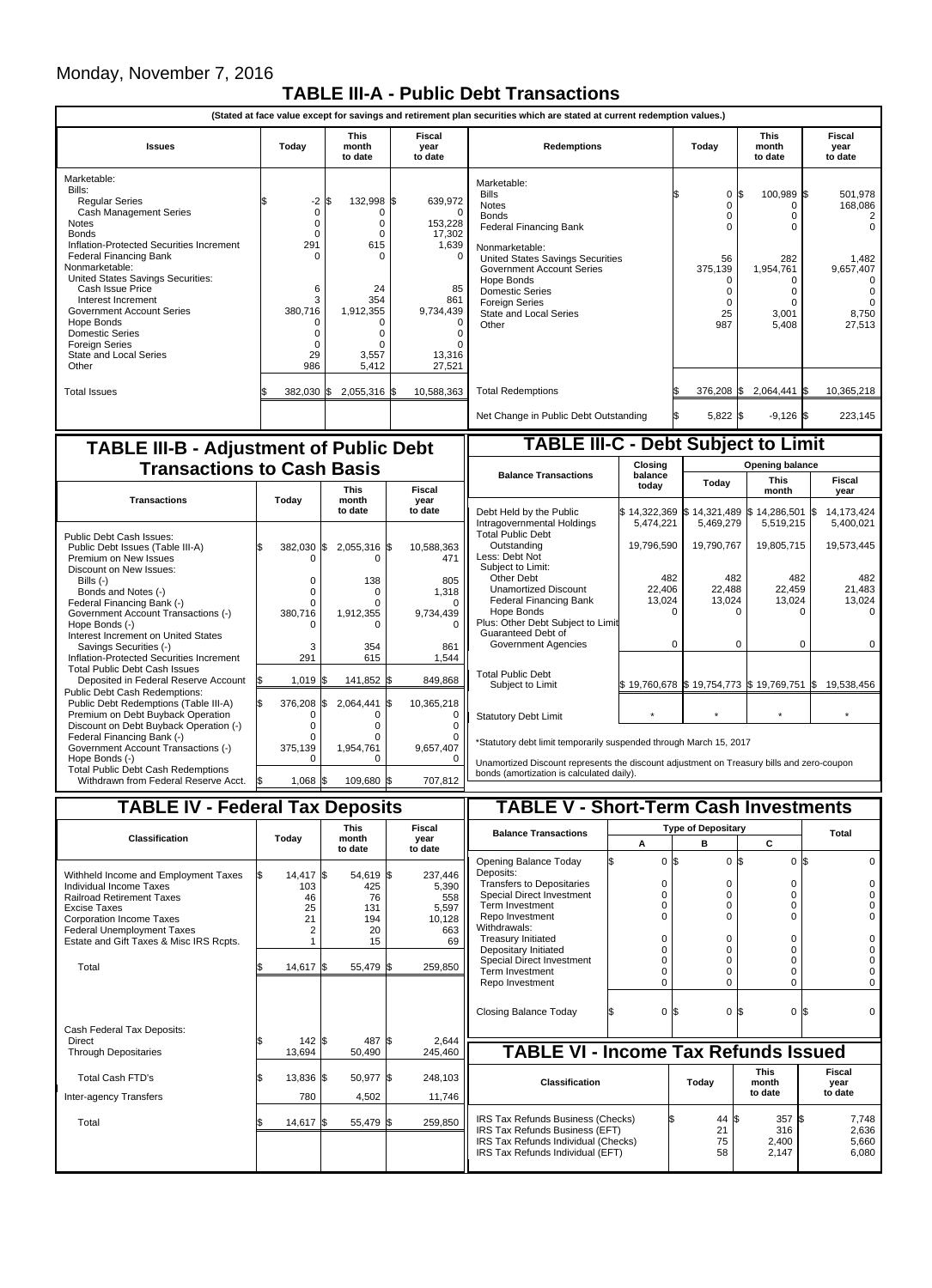Monday, November 7, 2016

# TABLE III-A - Public Debt Transactions

(Stated at face value except for savings and retirement plan securities which are stated at current redemption values.)

| Issues | Today | This month to date | Fiscal year to date |
|---|---|---|---|
| Marketable: | | | |
| Bills: | | | |
| Regular Series | $ -2 | $ 132,998 | $ 639,972 |
| Cash Management Series | 0 | 0 | 0 |
| Notes | 0 | 0 | 153,228 |
| Bonds | 0 | 0 | 17,302 |
| Inflation-Protected Securities Increment | 291 | 615 | 1,639 |
| Federal Financing Bank | 0 | 0 | 0 |
| Nonmarketable: | | | |
| United States Savings Securities: | | | |
| Cash Issue Price | 6 | 24 | 85 |
| Interest Increment | 3 | 354 | 861 |
| Government Account Series | 380,716 | 1,912,355 | 9,734,439 |
| Hope Bonds | 0 | 0 | 0 |
| Domestic Series | 0 | 0 | 0 |
| Foreign Series | 0 | 0 | 0 |
| State and Local Series | 29 | 3,557 | 13,316 |
| Other | 986 | 5,412 | 27,521 |
| Total Issues | $ 382,030 | $ 2,055,316 | $ 10,588,363 |

| Redemptions | Today | This month to date | Fiscal year to date |
|---|---|---|---|
| Marketable: | | | |
| Bills | $ 0 | $ 100,989 | $ 501,978 |
| Notes | 0 | 0 | 168,086 |
| Bonds | 0 | 0 | 2 |
| Federal Financing Bank | 0 | 0 | 0 |
| Nonmarketable: | | | |
| United States Savings Securities | 56 | 282 | 1,482 |
| Government Account Series | 375,139 | 1,954,761 | 9,657,407 |
| Hope Bonds | 0 | 0 | 0 |
| Domestic Series | 0 | 0 | 0 |
| Foreign Series | 0 | 0 | 0 |
| State and Local Series | 25 | 3,001 | 8,750 |
| Other | 987 | 5,408 | 27,513 |
| Total Redemptions | $ 376,208 | $ 2,064,441 | $ 10,365,218 |
| Net Change in Public Debt Outstanding | $ 5,822 | $ -9,126 | $ 223,145 |

# TABLE III-B - Adjustment of Public Debt Transactions to Cash Basis

| Transactions | Today | This month to date | Fiscal year to date |
|---|---|---|---|
| Public Debt Cash Issues: | | | |
| Public Debt Issues (Table III-A) | $ 382,030 | $ 2,055,316 | $ 10,588,363 |
| Premium on New Issues | 0 | 0 | 471 |
| Discount on New Issues: | | | |
| Bills (-) | 0 | 138 | 805 |
| Bonds and Notes (-) | 0 | 0 | 1,318 |
| Federal Financing Bank (-) | 0 | 0 | 0 |
| Government Account Transactions (-) | 380,716 | 1,912,355 | 9,734,439 |
| Hope Bonds (-) | 0 | 0 | 0 |
| Interest Increment on United States Savings Securities (-) | 3 | 354 | 861 |
| Inflation-Protected Securities Increment | 291 | 615 | 1,544 |
| Total Public Debt Cash Issues Deposited in Federal Reserve Account | $ 1,019 | $ 141,852 | $ 849,868 |
| Public Debt Cash Redemptions: | | | |
| Public Debt Redemptions (Table III-A) | $ 376,208 | $ 2,064,441 | $ 10,365,218 |
| Premium on Debt Buyback Operation | 0 | 0 | 0 |
| Discount on Debt Buyback Operation (-) | 0 | 0 | 0 |
| Federal Financing Bank (-) | 0 | 0 | 0 |
| Government Account Transactions (-) | 375,139 | 1,954,761 | 9,657,407 |
| Hope Bonds (-) | 0 | 0 | 0 |
| Total Public Debt Cash Redemptions Withdrawn from Federal Reserve Acct. | $ 1,068 | $ 109,680 | $ 707,812 |

# TABLE III-C - Debt Subject to Limit

| Balance Transactions | Closing balance today | Opening balance Today | Opening balance This month | Opening balance Fiscal year |
|---|---|---|---|---|
| Debt Held by the Public | $ 14,322,369 | $ 14,321,489 | $ 14,286,501 | $ 14,173,424 |
| Intragovernmental Holdings | 5,474,221 | 5,469,279 | 5,519,215 | 5,400,021 |
| Total Public Debt Outstanding | 19,796,590 | 19,790,767 | 19,805,715 | 19,573,445 |
| Less: Debt Not Subject to Limit: | | | | |
| Other Debt | 482 | 482 | 482 | 482 |
| Unamortized Discount | 22,406 | 22,488 | 22,459 | 21,483 |
| Federal Financing Bank | 13,024 | 13,024 | 13,024 | 13,024 |
| Hope Bonds | 0 | 0 | 0 | 0 |
| Plus: Other Debt Subject to Limit | | | | |
| Guaranteed Debt of Government Agencies | 0 | 0 | 0 | 0 |
| Total Public Debt Subject to Limit | $ 19,760,678 | $ 19,754,773 | $ 19,769,751 | $ 19,538,456 |
| Statutory Debt Limit | * | * | * | * |

*Statutory debt limit temporarily suspended through March 15, 2017

Unamortized Discount represents the discount adjustment on Treasury bills and zero-coupon bonds (amortization is calculated daily).

# TABLE IV - Federal Tax Deposits

| Classification | Today | This month to date | Fiscal year to date |
|---|---|---|---|
| Withheld Income and Employment Taxes | $ 14,417 | $ 54,619 | $ 237,446 |
| Individual Income Taxes | 103 | 425 | 5,390 |
| Railroad Retirement Taxes | 46 | 76 | 558 |
| Excise Taxes | 25 | 131 | 5,597 |
| Corporation Income Taxes | 21 | 194 | 10,128 |
| Federal Unemployment Taxes | 2 | 20 | 663 |
| Estate and Gift Taxes & Misc IRS Rcpts. | 1 | 15 | 69 |
| Total | $ 14,617 | $ 55,479 | $ 259,850 |
| Cash Federal Tax Deposits: | | | |
| Direct | $ 142 | $ 487 | $ 2,644 |
| Through Depositaries | 13,694 | 50,490 | 245,460 |
| Total Cash FTD's | $ 13,836 | $ 50,977 | $ 248,103 |
| Inter-agency Transfers | 780 | 4,502 | 11,746 |
| Total | $ 14,617 | $ 55,479 | $ 259,850 |

# TABLE V - Short-Term Cash Investments

| Balance Transactions | Type of Depositary A | Type of Depositary B | Type of Depositary C | Total |
|---|---|---|---|---|
| Opening Balance Today | $ 0 | $ 0 | $ 0 | $ 0 |
| Deposits: | | | | |
| Transfers to Depositaries | 0 | 0 | 0 | 0 |
| Special Direct Investment | 0 | 0 | 0 | 0 |
| Term Investment | 0 | 0 | 0 | 0 |
| Repo Investment | 0 | 0 | 0 | 0 |
| Withdrawals: | | | | |
| Treasury Initiated | 0 | 0 | 0 | 0 |
| Depositary Initiated | 0 | 0 | 0 | 0 |
| Special Direct Investment | 0 | 0 | 0 | 0 |
| Term Investment | 0 | 0 | 0 | 0 |
| Repo Investment | 0 | 0 | 0 | 0 |
| Closing Balance Today | $ 0 | $ 0 | $ 0 | $ 0 |

# TABLE VI - Income Tax Refunds Issued

| Classification | Today | This month to date | Fiscal year to date |
|---|---|---|---|
| IRS Tax Refunds Business (Checks) | $ 44 | $ 357 | $ 7,748 |
| IRS Tax Refunds Business (EFT) | 21 | 316 | 2,636 |
| IRS Tax Refunds Individual (Checks) | 75 | 2,400 | 5,660 |
| IRS Tax Refunds Individual (EFT) | 58 | 2,147 | 6,080 |